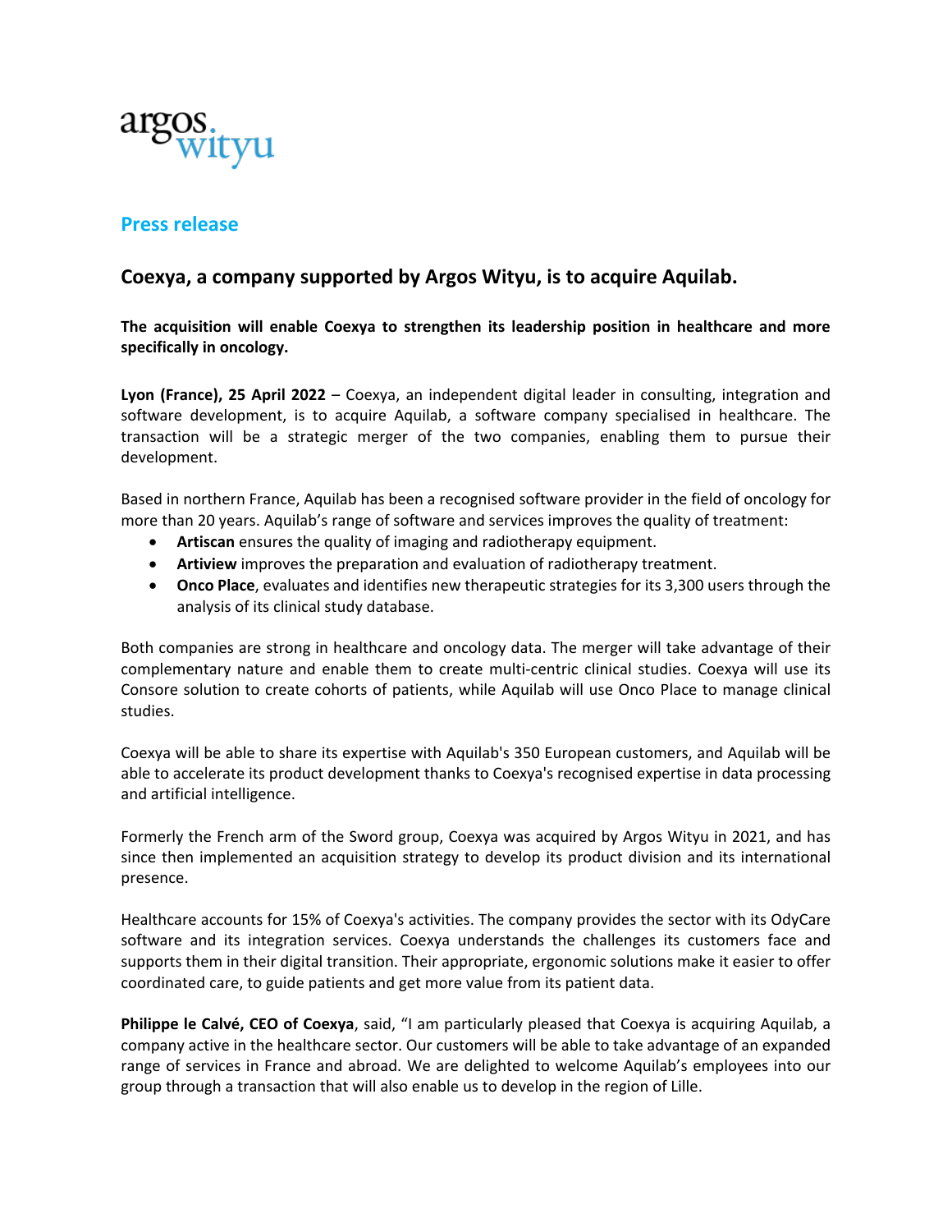argos wityu

## Press release

# Coexya, a company supported by Argos Wityu, is to acquire Aquilab.

**The acquisition will enable Coexya to strengthen its leadership position in healthcare and more specifically in oncology.**

**Lyon (France), 25 April 2022** – Coexya, an independent digital leader in consulting, integration and software development, is to acquire Aquilab, a software company specialised in healthcare. The transaction will be a strategic merger of the two companies, enabling them to pursue their development.

Based in northern France, Aquilab has been a recognised software provider in the field of oncology for more than 20 years. Aquilab's range of software and services improves the quality of treatment:

- **Artiscan** ensures the quality of imaging and radiotherapy equipment.
- **Artiview** improves the preparation and evaluation of radiotherapy treatment.
- **Onco Place**, evaluates and identifies new therapeutic strategies for its 3,300 users through the analysis of its clinical study database.

Both companies are strong in healthcare and oncology data. The merger will take advantage of their complementary nature and enable them to create multi-centric clinical studies. Coexya will use its Consore solution to create cohorts of patients, while Aquilab will use Onco Place to manage clinical studies.

Coexya will be able to share its expertise with Aquilab's 350 European customers, and Aquilab will be able to accelerate its product development thanks to Coexya's recognised expertise in data processing and artificial intelligence.

Formerly the French arm of the Sword group, Coexya was acquired by Argos Wityu in 2021, and has since then implemented an acquisition strategy to develop its product division and its international presence.

Healthcare accounts for 15% of Coexya's activities. The company provides the sector with its OdyCare software and its integration services. Coexya understands the challenges its customers face and supports them in their digital transition. Their appropriate, ergonomic solutions make it easier to offer coordinated care, to guide patients and get more value from its patient data.

**Philippe le Calvé, CEO of Coexya**, said, "I am particularly pleased that Coexya is acquiring Aquilab, a company active in the healthcare sector. Our customers will be able to take advantage of an expanded range of services in France and abroad. We are delighted to welcome Aquilab's employees into our group through a transaction that will also enable us to develop in the region of Lille.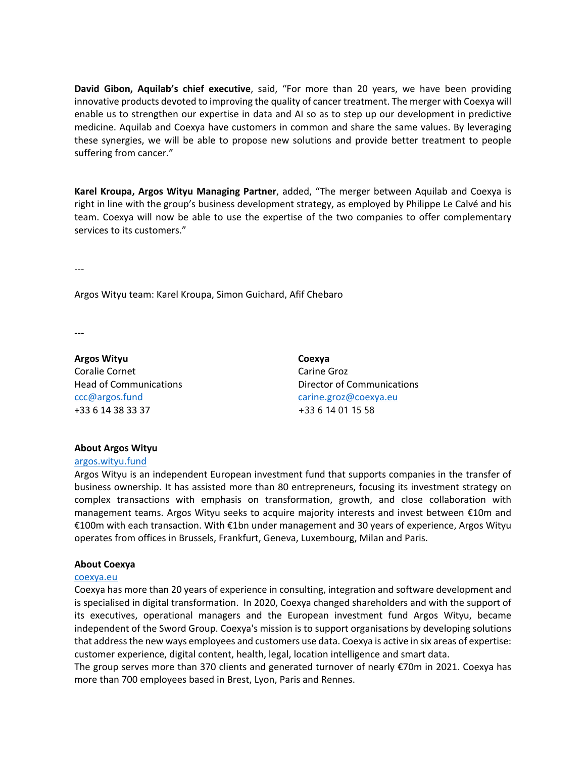**David Gibon, Aquilab's chief executive**, said, "For more than 20 years, we have been providing innovative products devoted to improving the quality of cancer treatment. The merger with Coexya will enable us to strengthen our expertise in data and AI so as to step up our development in predictive medicine. Aquilab and Coexya have customers in common and share the same values. By leveraging these synergies, we will be able to propose new solutions and provide better treatment to people suffering from cancer."

**Karel Kroupa, Argos Wityu Managing Partner**, added, "The merger between Aquilab and Coexya is right in line with the group's business development strategy, as employed by Philippe Le Calvé and his team. Coexya will now be able to use the expertise of the two companies to offer complementary services to its customers."

---

Argos Wityu team: Karel Kroupa, Simon Guichard, Afif Chebaro

---

**Argos Wityu**
Coralie Cornet
Head of Communications
ccc@argos.fund
+33 6 14 38 33 37

**Coexya**
Carine Groz
Director of Communications
carine.groz@coexya.eu
+33 6 14 01 15 58

**About Argos Wityu**

argos.wityu.fund

Argos Wityu is an independent European investment fund that supports companies in the transfer of business ownership. It has assisted more than 80 entrepreneurs, focusing its investment strategy on complex transactions with emphasis on transformation, growth, and close collaboration with management teams. Argos Wityu seeks to acquire majority interests and invest between €10m and €100m with each transaction. With €1bn under management and 30 years of experience, Argos Wityu operates from offices in Brussels, Frankfurt, Geneva, Luxembourg, Milan and Paris.

**About Coexya**

coexya.eu

Coexya has more than 20 years of experience in consulting, integration and software development and is specialised in digital transformation. In 2020, Coexya changed shareholders and with the support of its executives, operational managers and the European investment fund Argos Wityu, became independent of the Sword Group. Coexya's mission is to support organisations by developing solutions that address the new ways employees and customers use data. Coexya is active in six areas of expertise: customer experience, digital content, health, legal, location intelligence and smart data.

The group serves more than 370 clients and generated turnover of nearly €70m in 2021. Coexya has more than 700 employees based in Brest, Lyon, Paris and Rennes.